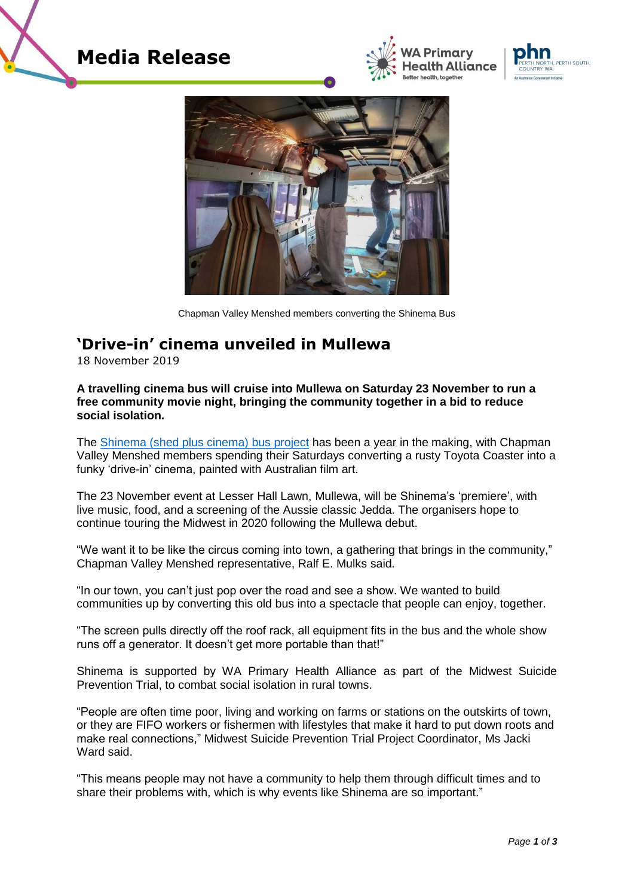# Media Release

Chapman Valley Menshed members converting the Shinema Bus

## 'Drive-in' cinema unveiled in Mullewa

18 November 2019

**A travelling cinema bus will cruise into Mullewa on Saturday 23 November to run a free community movie night, bringing the community together in a bid to reduce social isolation.**

The Shinema (shed plus cinema) bus project has been a year in the making, with Chapman Valley Menshed members spending their Saturdays converting a rusty Toyota Coaster into a funky 'drive-in' cinema, painted with Australian film art.

The 23 November event at Lesser Hall Lawn, Mullewa, will be Shinema's 'premiere', with live music, food, and a screening of the Aussie classic Jedda. The organisers hope to continue touring the Midwest in 2020 following the Mullewa debut.

"We want it to be like the circus coming into town, a gathering that brings in the community," Chapman Valley Menshed representative, Ralf E. Mulks said.

"In our town, you can't just pop over the road and see a show. We wanted to build communities up by converting this old bus into a spectacle that people can enjoy, together.

"The screen pulls directly off the roof rack, all equipment fits in the bus and the whole show runs off a generator. It doesn't get more portable than that!"

Shinema is supported by WA Primary Health Alliance as part of the Midwest Suicide Prevention Trial, to combat social isolation in rural towns.

"People are often time poor, living and working on farms or stations on the outskirts of town, or they are FIFO workers or fishermen with lifestyles that make it hard to put down roots and make real connections," Midwest Suicide Prevention Trial Project Coordinator, Ms Jacki Ward said.

"This means people may not have a community to help them through difficult times and to share their problems with, which is why events like Shinema are so important."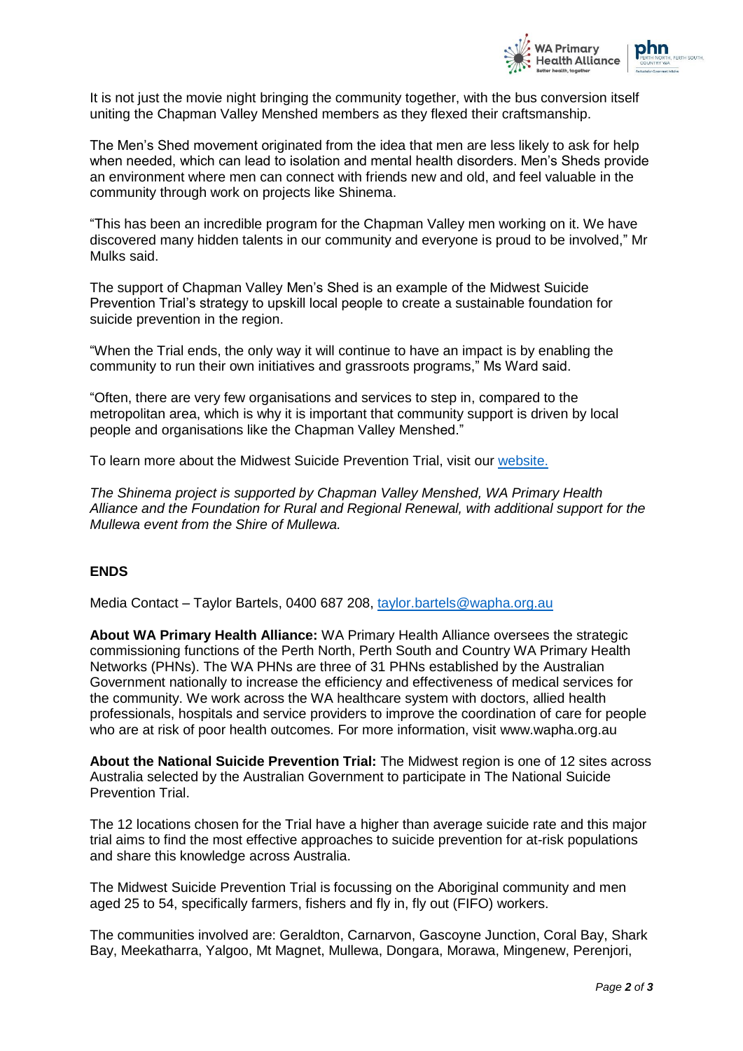It is not just the movie night bringing the community together, with the bus conversion itself uniting the Chapman Valley Menshed members as they flexed their craftsmanship.

The Men's Shed movement originated from the idea that men are less likely to ask for help when needed, which can lead to isolation and mental health disorders. Men's Sheds provide an environment where men can connect with friends new and old, and feel valuable in the community through work on projects like Shinema.

"This has been an incredible program for the Chapman Valley men working on it. We have discovered many hidden talents in our community and everyone is proud to be involved," Mr Mulks said.

The support of Chapman Valley Men's Shed is an example of the Midwest Suicide Prevention Trial's strategy to upskill local people to create a sustainable foundation for suicide prevention in the region.

"When the Trial ends, the only way it will continue to have an impact is by enabling the community to run their own initiatives and grassroots programs," Ms Ward said.

"Often, there are very few organisations and services to step in, compared to the metropolitan area, which is why it is important that community support is driven by local people and organisations like the Chapman Valley Menshed."

To learn more about the Midwest Suicide Prevention Trial, visit our [website.]

*The Shinema project is supported by Chapman Valley Menshed, WA Primary Health Alliance and the Foundation for Rural and Regional Renewal, with additional support for the Mullewa event from the Shire of Mullewa.*

**ENDS**

Media Contact – Taylor Bartels, 0400 687 208, taylor.bartels@wapha.org.au

**About WA Primary Health Alliance:** WA Primary Health Alliance oversees the strategic commissioning functions of the Perth North, Perth South and Country WA Primary Health Networks (PHNs). The WA PHNs are three of 31 PHNs established by the Australian Government nationally to increase the efficiency and effectiveness of medical services for the community. We work across the WA healthcare system with doctors, allied health professionals, hospitals and service providers to improve the coordination of care for people who are at risk of poor health outcomes. For more information, visit www.wapha.org.au

**About the National Suicide Prevention Trial:** The Midwest region is one of 12 sites across Australia selected by the Australian Government to participate in The National Suicide Prevention Trial.

The 12 locations chosen for the Trial have a higher than average suicide rate and this major trial aims to find the most effective approaches to suicide prevention for at-risk populations and share this knowledge across Australia.

The Midwest Suicide Prevention Trial is focussing on the Aboriginal community and men aged 25 to 54, specifically farmers, fishers and fly in, fly out (FIFO) workers.

The communities involved are: Geraldton, Carnarvon, Gascoyne Junction, Coral Bay, Shark Bay, Meekatharra, Yalgoo, Mt Magnet, Mullewa, Dongara, Morawa, Mingenew, Perenjori,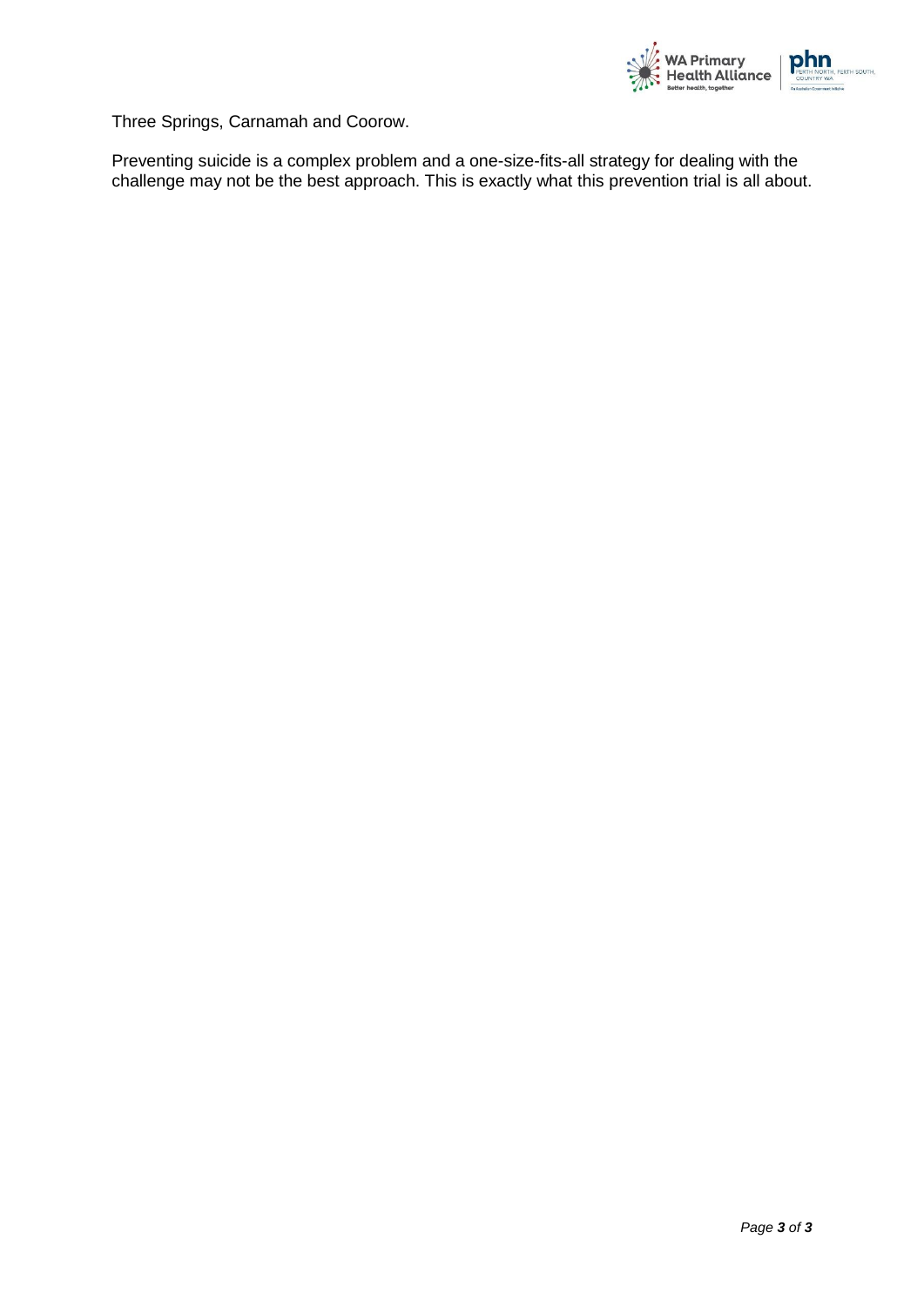Three Springs, Carnamah and Coorow.

Preventing suicide is a complex problem and a one-size-fits-all strategy for dealing with the challenge may not be the best approach. This is exactly what this prevention trial is all about.